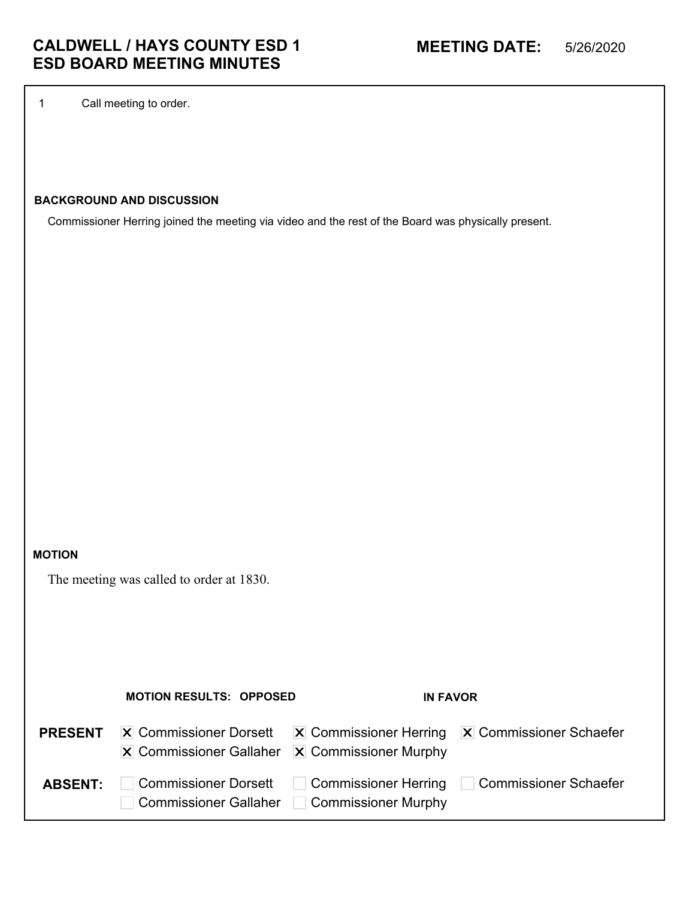# CALDWELL / HAYS COUNTY ESD 1
# ESD BOARD MEETING MINUTES

**MEETING DATE:** 5/26/2020

1 Call meeting to order.

**BACKGROUND AND DISCUSSION**

Commissioner Herring joined the meeting via video and the rest of the Board was physically present.

**MOTION**

The meeting was called to order at 1830.

**MOTION RESULTS: OPPOSED** **IN FAVOR**

**PRESENT**
- [x] Commissioner Dorsett
- [x] Commissioner Herring
- [x] Commissioner Schaefer
- [x] Commissioner Gallaher
- [x] Commissioner Murphy

**ABSENT:**
- [ ] Commissioner Dorsett
- [ ] Commissioner Herring
- [ ] Commissioner Schaefer
- [ ] Commissioner Gallaher
- [ ] Commissioner Murphy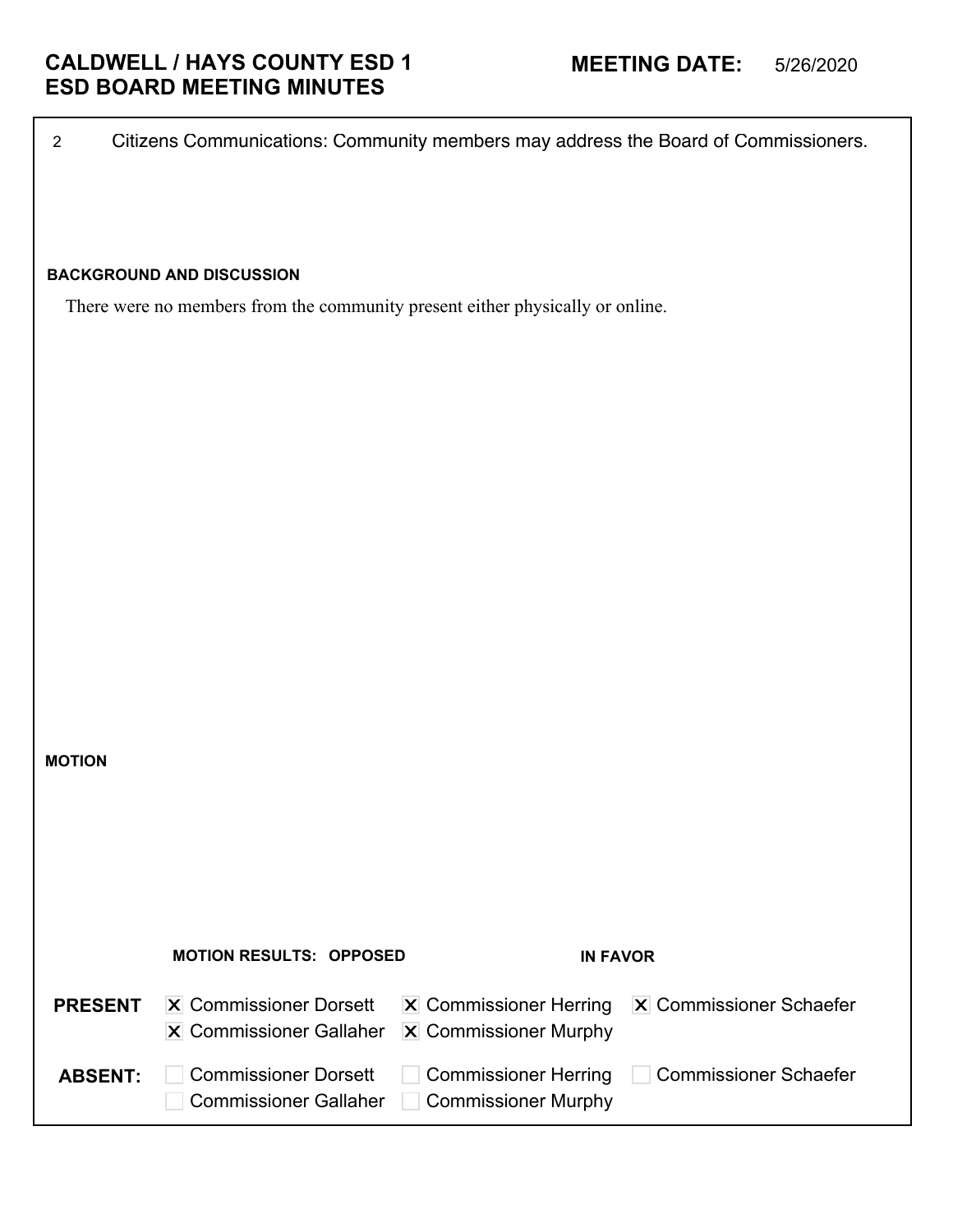## CALDWELL / HAYS COUNTY ESD 1
## ESD BOARD MEETING MINUTES

**MEETING DATE:** 5/26/2020

2 Citizens Communications: Community members may address the Board of Commissioners.

**BACKGROUND AND DISCUSSION**

There were no members from the community present either physically or online.

**MOTION**

**MOTION RESULTS: OPPOSED** **IN FAVOR**

**PRESENT**
- [x] Commissioner Dorsett
- [x] Commissioner Herring
- [x] Commissioner Schaefer
- [x] Commissioner Gallaher
- [x] Commissioner Murphy

**ABSENT:**
- [ ] Commissioner Dorsett
- [ ] Commissioner Herring
- [ ] Commissioner Schaefer
- [ ] Commissioner Gallaher
- [ ] Commissioner Murphy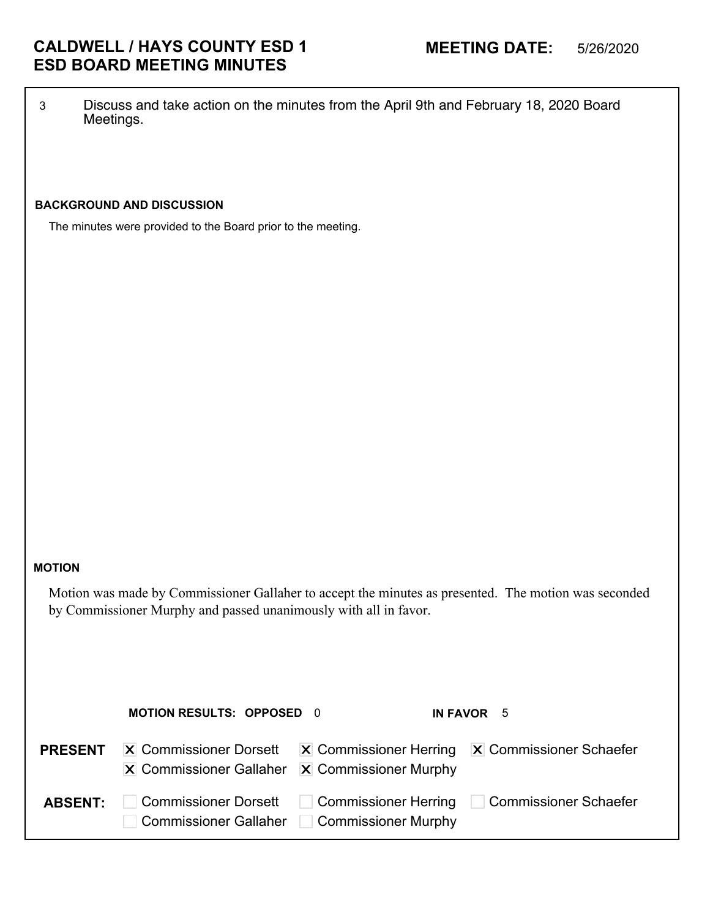# CALDWELL / HAYS COUNTY ESD 1
# ESD BOARD MEETING MINUTES

**MEETING DATE:** 5/26/2020

3 Discuss and take action on the minutes from the April 9th and February 18, 2020 Board Meetings.

**BACKGROUND AND DISCUSSION**

The minutes were provided to the Board prior to the meeting.

**MOTION**

Motion was made by Commissioner Gallaher to accept the minutes as presented. The motion was seconded by Commissioner Murphy and passed unanimously with all in favor.

**MOTION RESULTS: OPPOSED** 0 **IN FAVOR** 5

**PRESENT**
- [x] Commissioner Dorsett
- [x] Commissioner Gallaher
- [x] Commissioner Herring
- [x] Commissioner Murphy
- [x] Commissioner Schaefer

**ABSENT:**
- [ ] Commissioner Dorsett
- [ ] Commissioner Gallaher
- [ ] Commissioner Herring
- [ ] Commissioner Murphy
- [ ] Commissioner Schaefer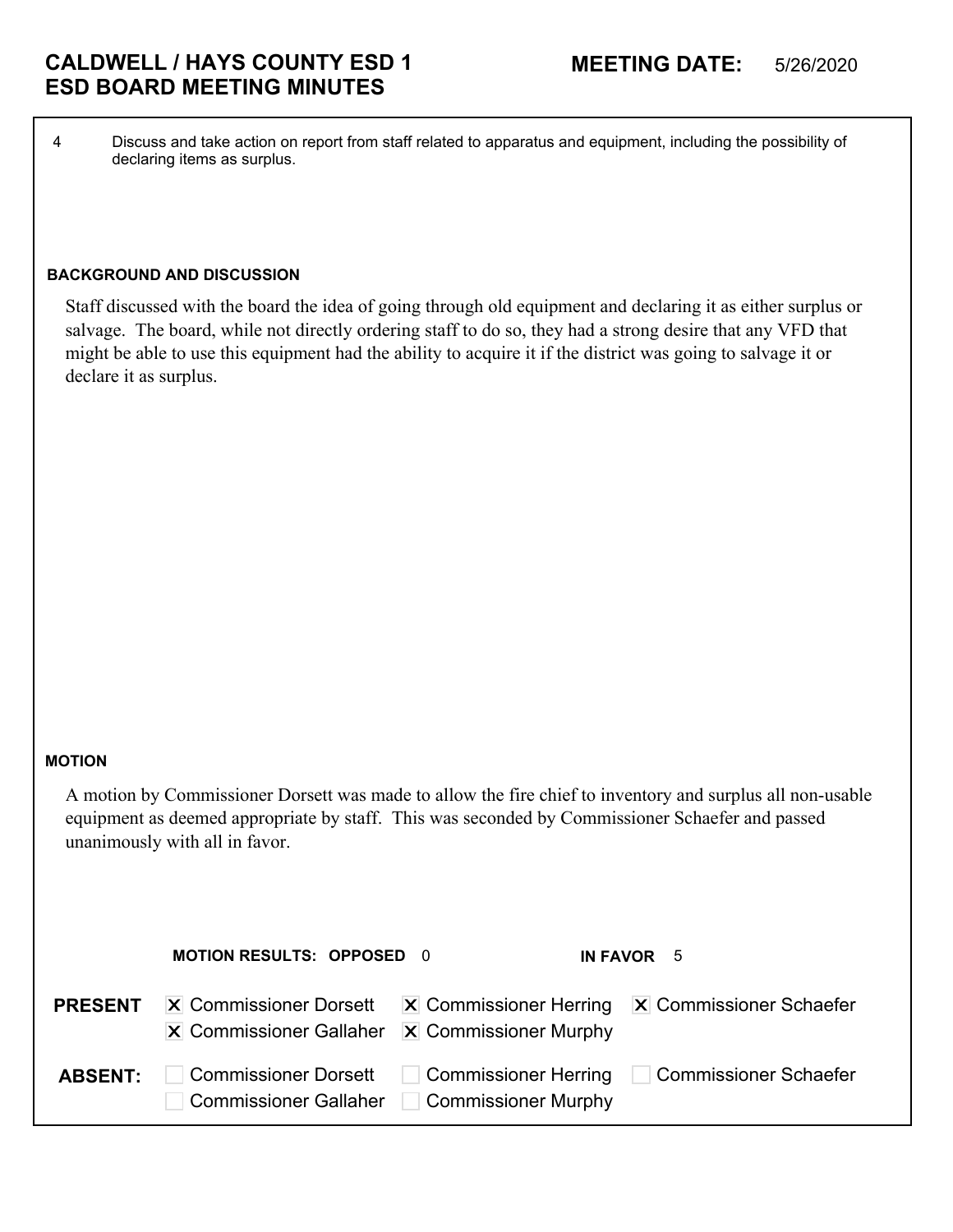# CALDWELL / HAYS COUNTY ESD 1
# ESD BOARD MEETING MINUTES

**MEETING DATE:** 5/26/2020

4 Discuss and take action on report from staff related to apparatus and equipment, including the possibility of declaring items as surplus.

### BACKGROUND AND DISCUSSION

Staff discussed with the board the idea of going through old equipment and declaring it as either surplus or salvage. The board, while not directly ordering staff to do so, they had a strong desire that any VFD that might be able to use this equipment had the ability to acquire it if the district was going to salvage it or declare it as surplus.

### MOTION

A motion by Commissioner Dorsett was made to allow the fire chief to inventory and surplus all non-usable equipment as deemed appropriate by staff. This was seconded by Commissioner Schaefer and passed unanimously with all in favor.

**MOTION RESULTS: OPPOSED** 0 **IN FAVOR** 5

**PRESENT**
- [x] Commissioner Dorsett
- [x] Commissioner Herring
- [x] Commissioner Schaefer
- [x] Commissioner Gallaher
- [x] Commissioner Murphy

**ABSENT:**
- [ ] Commissioner Dorsett
- [ ] Commissioner Herring
- [ ] Commissioner Schaefer
- [ ] Commissioner Gallaher
- [ ] Commissioner Murphy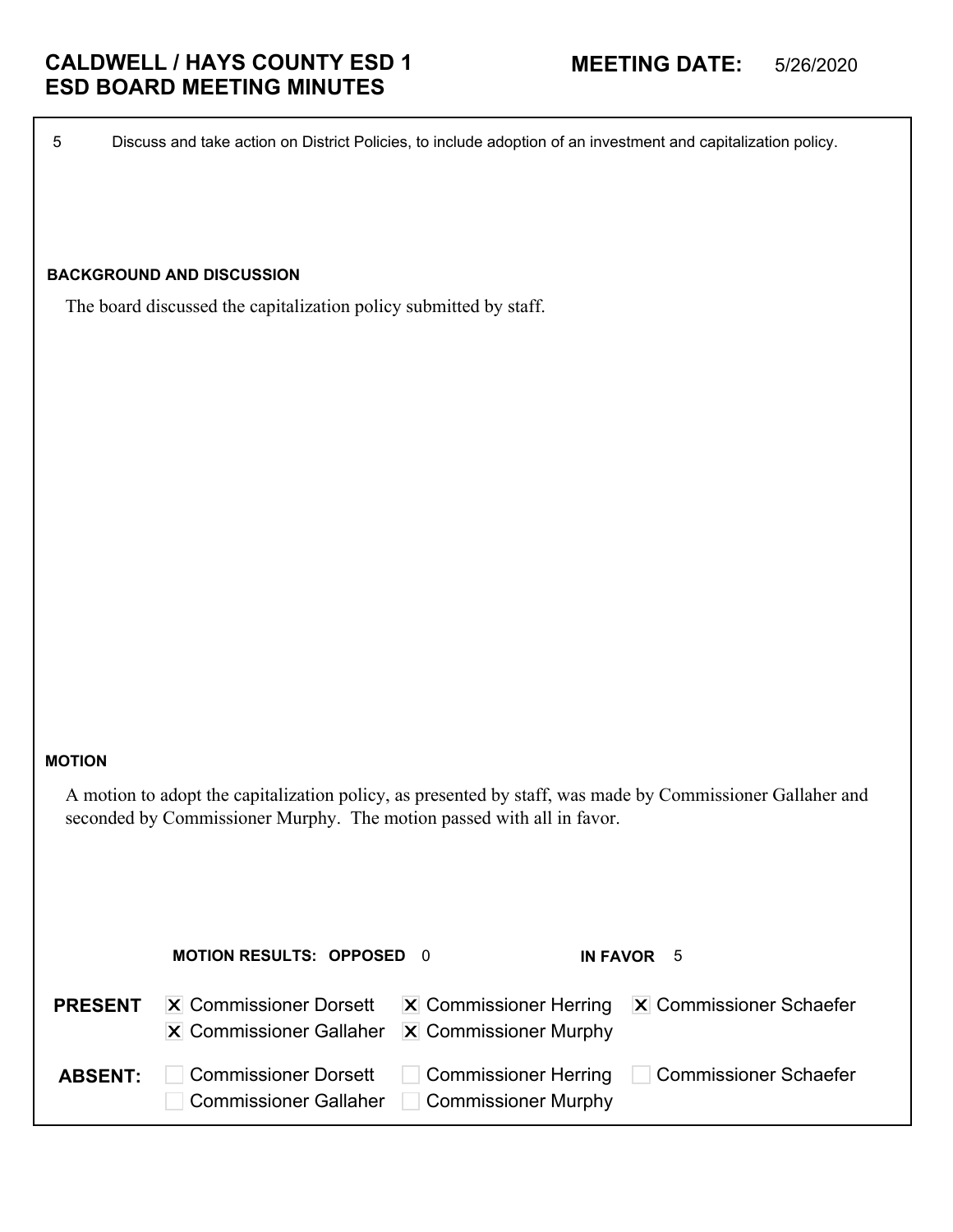# CALDWELL / HAYS COUNTY ESD 1
# ESD BOARD MEETING MINUTES

**MEETING DATE:** 5/26/2020

5 Discuss and take action on District Policies, to include adoption of an investment and capitalization policy.

**BACKGROUND AND DISCUSSION**

The board discussed the capitalization policy submitted by staff.

**MOTION**

A motion to adopt the capitalization policy, as presented by staff, was made by Commissioner Gallaher and seconded by Commissioner Murphy. The motion passed with all in favor.

**MOTION RESULTS: OPPOSED** 0 **IN FAVOR** 5

| | | | |
|---|---|---|---|
| **PRESENT** | [X] Commissioner Dorsett | [X] Commissioner Herring | [X] Commissioner Schaefer |
| | [X] Commissioner Gallaher | [X] Commissioner Murphy | |
| **ABSENT:** | [ ] Commissioner Dorsett | [ ] Commissioner Herring | [ ] Commissioner Schaefer |
| | [ ] Commissioner Gallaher | [ ] Commissioner Murphy | |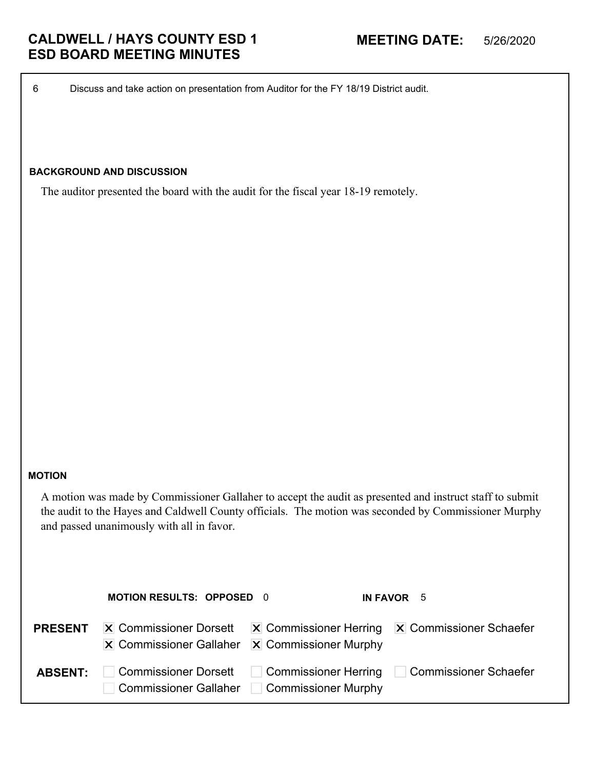# CALDWELL / HAYS COUNTY ESD 1
# ESD BOARD MEETING MINUTES

**MEETING DATE:** 5/26/2020

6 Discuss and take action on presentation from Auditor for the FY 18/19 District audit.

**BACKGROUND AND DISCUSSION**

The auditor presented the board with the audit for the fiscal year 18-19 remotely.

**MOTION**

A motion was made by Commissioner Gallaher to accept the audit as presented and instruct staff to submit the audit to the Hayes and Caldwell County officials. The motion was seconded by Commissioner Murphy and passed unanimously with all in favor.

**MOTION RESULTS: OPPOSED** 0 **IN FAVOR** 5

| | | | |
|---|---|---|---|
| **PRESENT** | ☒ Commissioner Dorsett | ☒ Commissioner Herring | ☒ Commissioner Schaefer |
| | ☒ Commissioner Gallaher | ☒ Commissioner Murphy | |
| **ABSENT:** | ☐ Commissioner Dorsett | ☐ Commissioner Herring | ☐ Commissioner Schaefer |
| | ☐ Commissioner Gallaher | ☐ Commissioner Murphy | |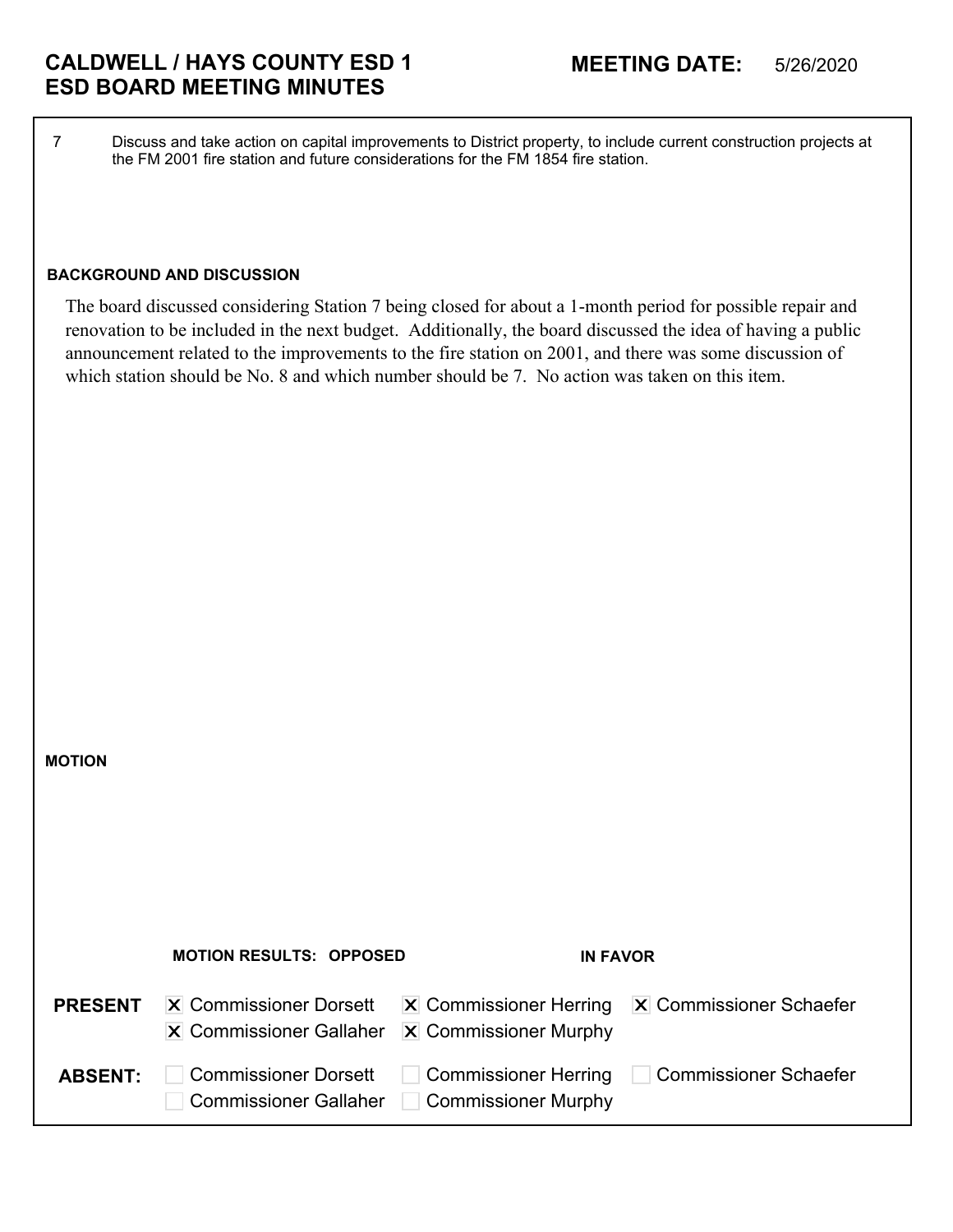## CALDWELL / HAYS COUNTY ESD 1
## ESD BOARD MEETING MINUTES

**MEETING DATE:** 5/26/2020

7 Discuss and take action on capital improvements to District property, to include current construction projects at the FM 2001 fire station and future considerations for the FM 1854 fire station.

**BACKGROUND AND DISCUSSION**

The board discussed considering Station 7 being closed for about a 1-month period for possible repair and renovation to be included in the next budget. Additionally, the board discussed the idea of having a public announcement related to the improvements to the fire station on 2001, and there was some discussion of which station should be No. 8 and which number should be 7. No action was taken on this item.

**MOTION**

**MOTION RESULTS: OPPOSED** **IN FAVOR**

| | | | |
|---|---|---|---|
| **PRESENT** | ☒ Commissioner Dorsett | ☒ Commissioner Herring | ☒ Commissioner Schaefer |
| | ☒ Commissioner Gallaher | ☒ Commissioner Murphy | |
| **ABSENT:** | ☐ Commissioner Dorsett | ☐ Commissioner Herring | ☐ Commissioner Schaefer |
| | ☐ Commissioner Gallaher | ☐ Commissioner Murphy | |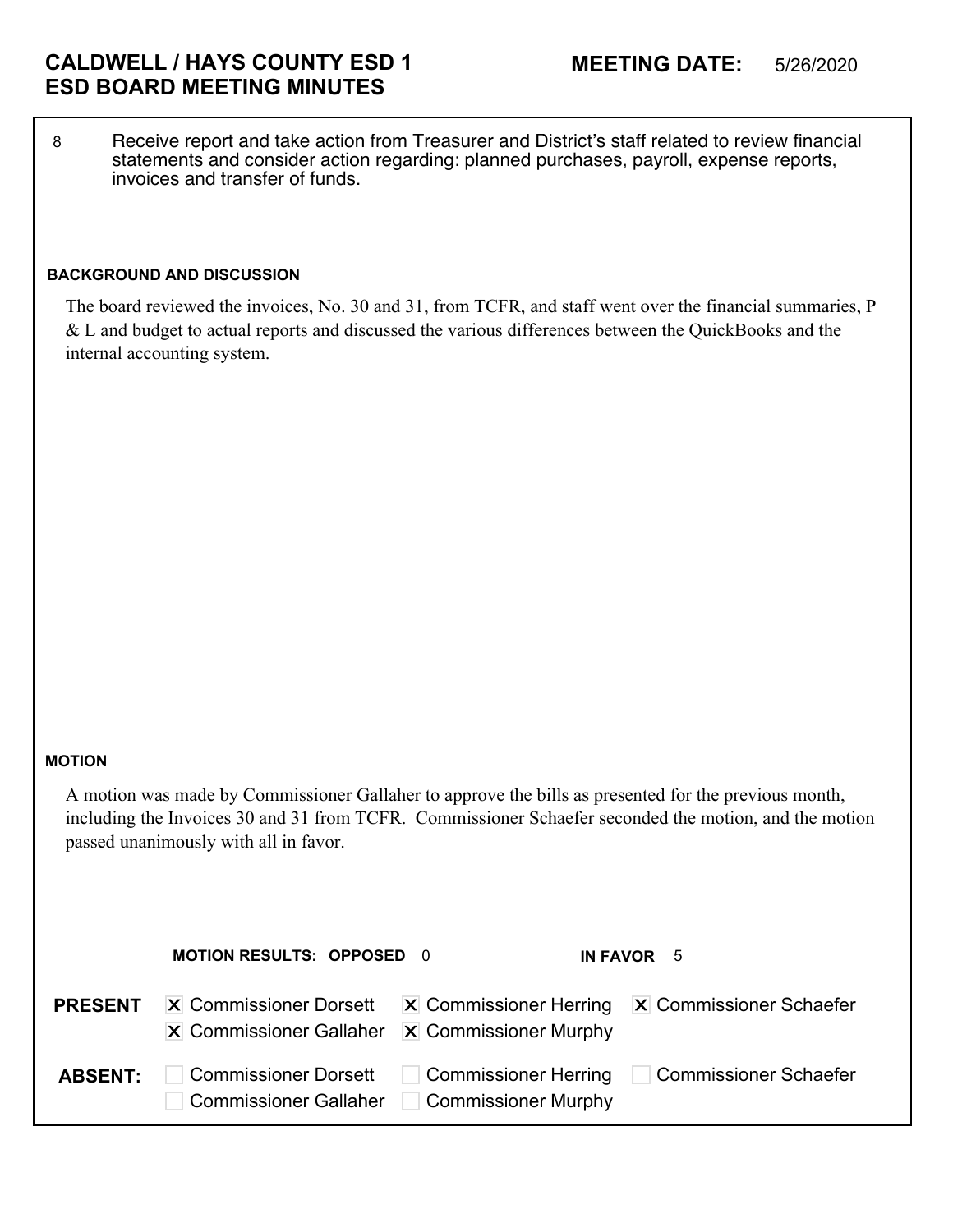# CALDWELL / HAYS COUNTY ESD 1
# ESD BOARD MEETING MINUTES

**MEETING DATE:** 5/26/2020

8 Receive report and take action from Treasurer and District's staff related to review financial statements and consider action regarding: planned purchases, payroll, expense reports, invoices and transfer of funds.

**BACKGROUND AND DISCUSSION**

The board reviewed the invoices, No. 30 and 31, from TCFR, and staff went over the financial summaries, P & L and budget to actual reports and discussed the various differences between the QuickBooks and the internal accounting system.

**MOTION**

A motion was made by Commissioner Gallaher to approve the bills as presented for the previous month, including the Invoices 30 and 31 from TCFR. Commissioner Schaefer seconded the motion, and the motion passed unanimously with all in favor.

**MOTION RESULTS: OPPOSED** 0 **IN FAVOR** 5

**PRESENT**
- [x] Commissioner Dorsett
- [x] Commissioner Herring
- [x] Commissioner Schaefer
- [x] Commissioner Gallaher
- [x] Commissioner Murphy

**ABSENT:**
- [ ] Commissioner Dorsett
- [ ] Commissioner Herring
- [ ] Commissioner Schaefer
- [ ] Commissioner Gallaher
- [ ] Commissioner Murphy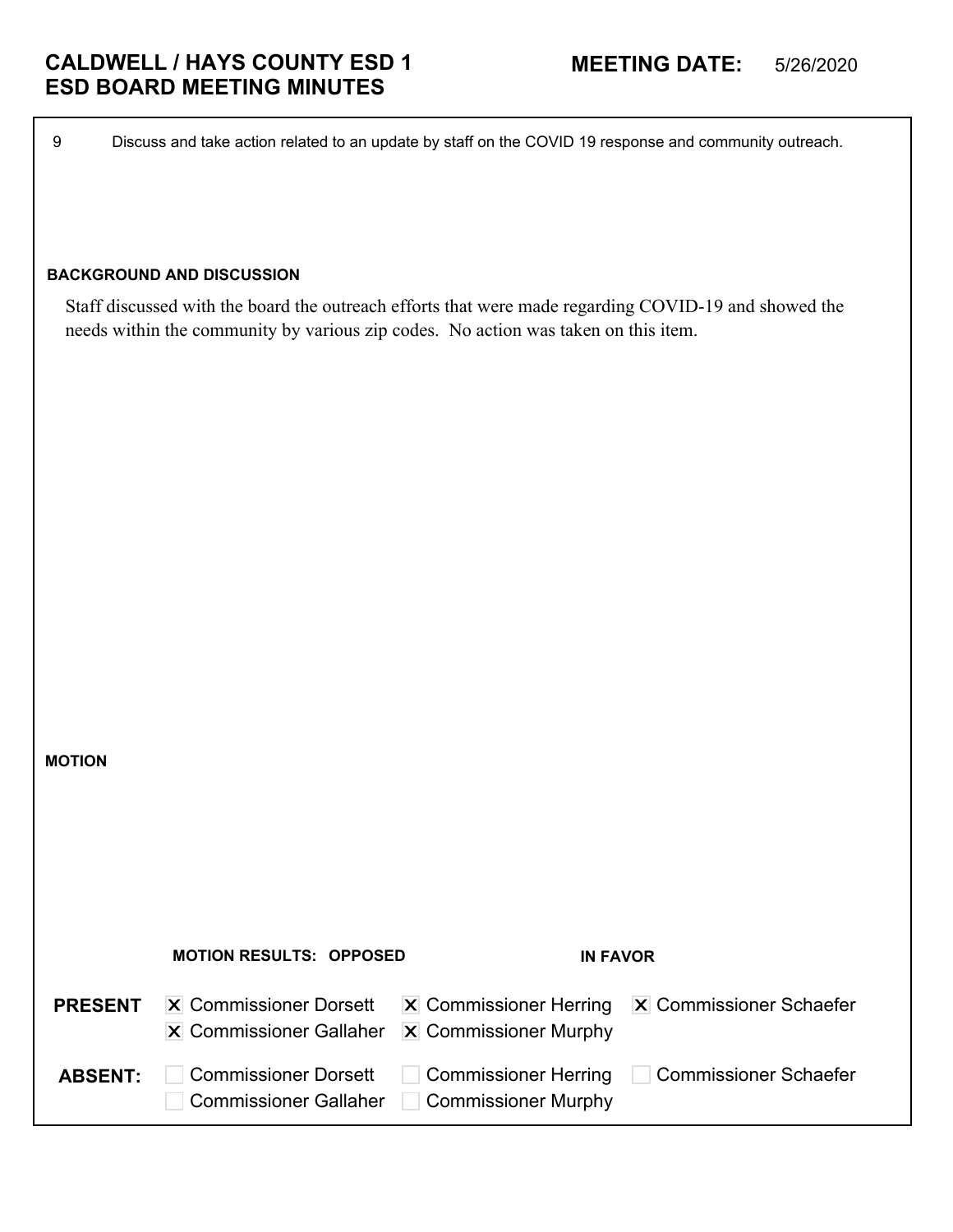# CALDWELL / HAYS COUNTY ESD 1
# ESD BOARD MEETING MINUTES

**MEETING DATE:** 5/26/2020

9 Discuss and take action related to an update by staff on the COVID 19 response and community outreach.

**BACKGROUND AND DISCUSSION**

Staff discussed with the board the outreach efforts that were made regarding COVID-19 and showed the needs within the community by various zip codes. No action was taken on this item.

**MOTION**

**MOTION RESULTS: OPPOSED** **IN FAVOR**

**PRESENT**

- [x] Commissioner Dorsett
- [x] Commissioner Herring
- [x] Commissioner Schaefer
- [x] Commissioner Gallaher
- [x] Commissioner Murphy

**ABSENT:**

- [ ] Commissioner Dorsett
- [ ] Commissioner Herring
- [ ] Commissioner Schaefer
- [ ] Commissioner Gallaher
- [ ] Commissioner Murphy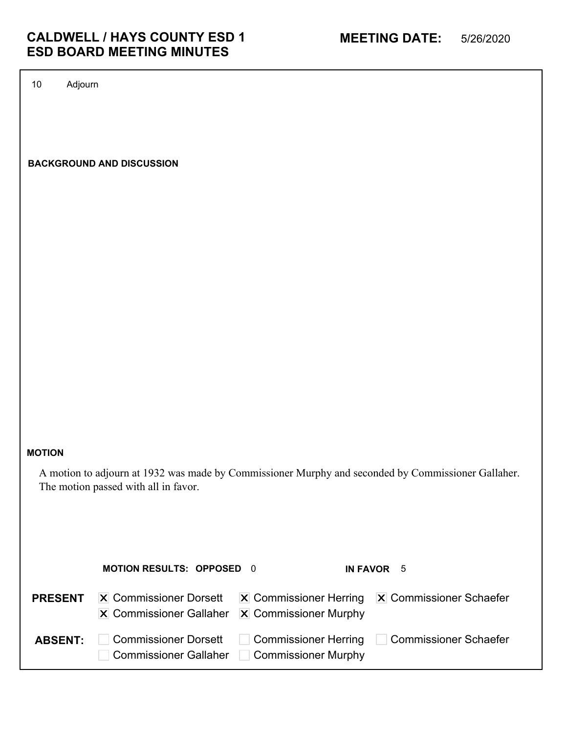# CALDWELL / HAYS COUNTY ESD 1
# ESD BOARD MEETING MINUTES

**MEETING DATE:** 5/26/2020

10 Adjourn

**BACKGROUND AND DISCUSSION**

**MOTION**

A motion to adjourn at 1932 was made by Commissioner Murphy and seconded by Commissioner Gallaher. The motion passed with all in favor.

**MOTION RESULTS: OPPOSED** 0 **IN FAVOR** 5

**PRESENT**
- [X] Commissioner Dorsett
- [X] Commissioner Herring
- [X] Commissioner Schaefer
- [X] Commissioner Gallaher
- [X] Commissioner Murphy

**ABSENT:**
- [ ] Commissioner Dorsett
- [ ] Commissioner Herring
- [ ] Commissioner Schaefer
- [ ] Commissioner Gallaher
- [ ] Commissioner Murphy